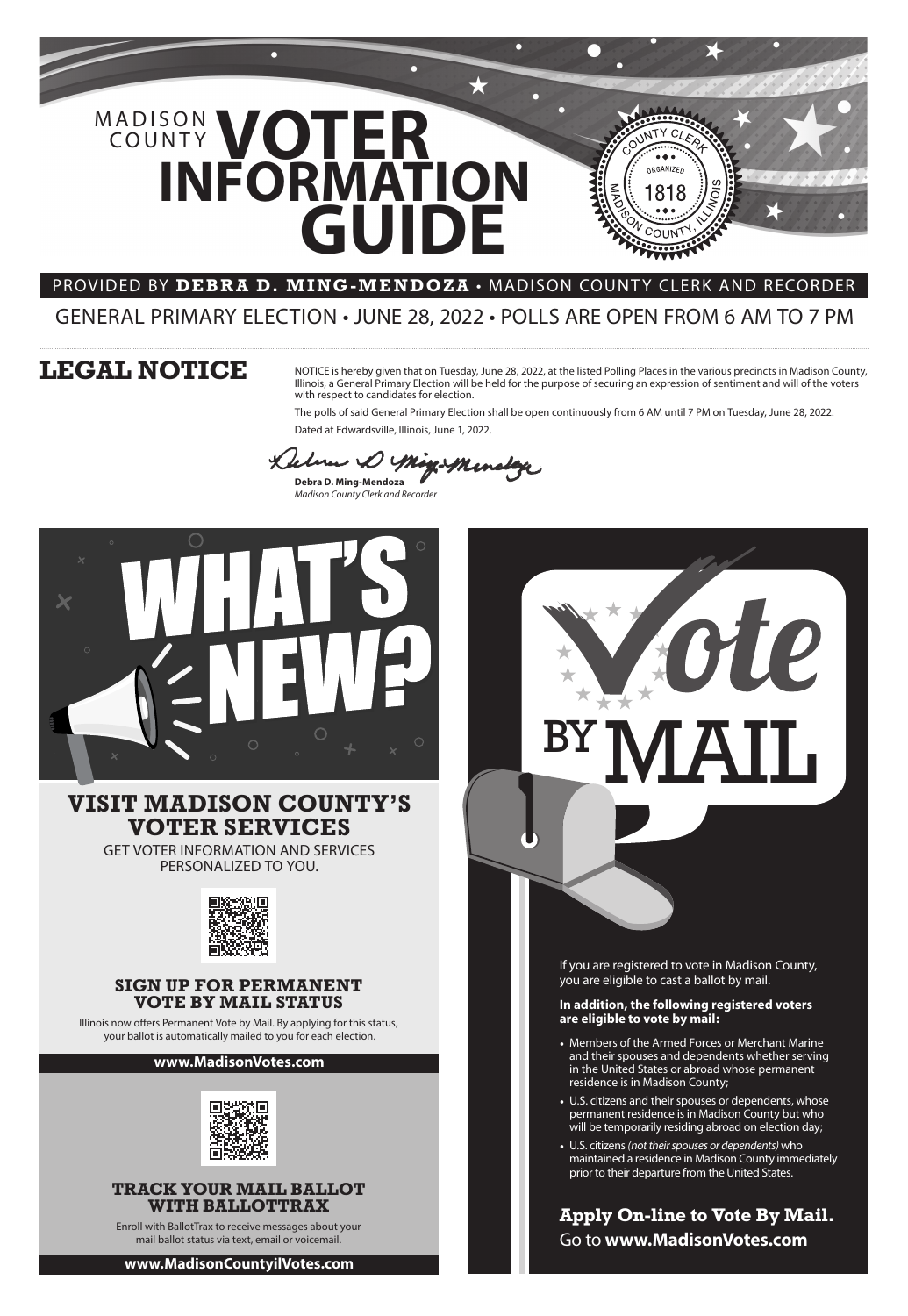# MADISON COUNTY VOTER INFORMATION GUIDE

PROVIDED BY **DEBRA D. MING-MENDOZA** • MADISON COUNTY CLERK AND RECORDER

GENERAL PRIMARY ELECTION • JUNE 28, 2022 • POLLS ARE OPEN FROM 6 AM TO 7 PM

## LEGAL NOTICE

NOTICE is hereby given that on Tuesday, June 28, 2022, at the listed Polling Places in the various precincts in Madison County, Illinois, a General Primary Election will be held for the purpose of securing an expression of sentiment and will of the voters with respect to candidates for election.

The polls of said General Primary Election shall be open continuously from 6 AM until 7 PM on Tuesday, June 28, 2022.

Dated at Edwardsville, Illinois, June 1, 2022.

**Debra D. Ming-Mendoza**
*Madison County Clerk and Recorder*

## WHAT'S NEW?

### VISIT MADISON COUNTY'S VOTER SERVICES

GET VOTER INFORMATION AND SERVICES PERSONALIZED TO YOU.

### SIGN UP FOR PERMANENT VOTE BY MAIL STATUS

Illinois now offers Permanent Vote by Mail. By applying for this status, your ballot is automatically mailed to you for each election.

**www.MadisonVotes.com**

### TRACK YOUR MAIL BALLOT WITH BALLOTTRAX

Enroll with BallotTrax to receive messages about your mail ballot status via text, email or voicemail.

**www.MadisonCountyilVotes.com**

## Vote BY MAIL

If you are registered to vote in Madison County, you are eligible to cast a ballot by mail.

**In addition, the following registered voters are eligible to vote by mail:**

- Members of the Armed Forces or Merchant Marine and their spouses and dependents whether serving in the United States or abroad whose permanent residence is in Madison County;
- U.S. citizens and their spouses or dependents, whose permanent residence is in Madison County but who will be temporarily residing abroad on election day;
- U.S. citizens *(not their spouses or dependents)* who maintained a residence in Madison County immediately prior to their departure from the United States.

**Apply On-line to Vote By Mail.**
Go to **www.MadisonVotes.com**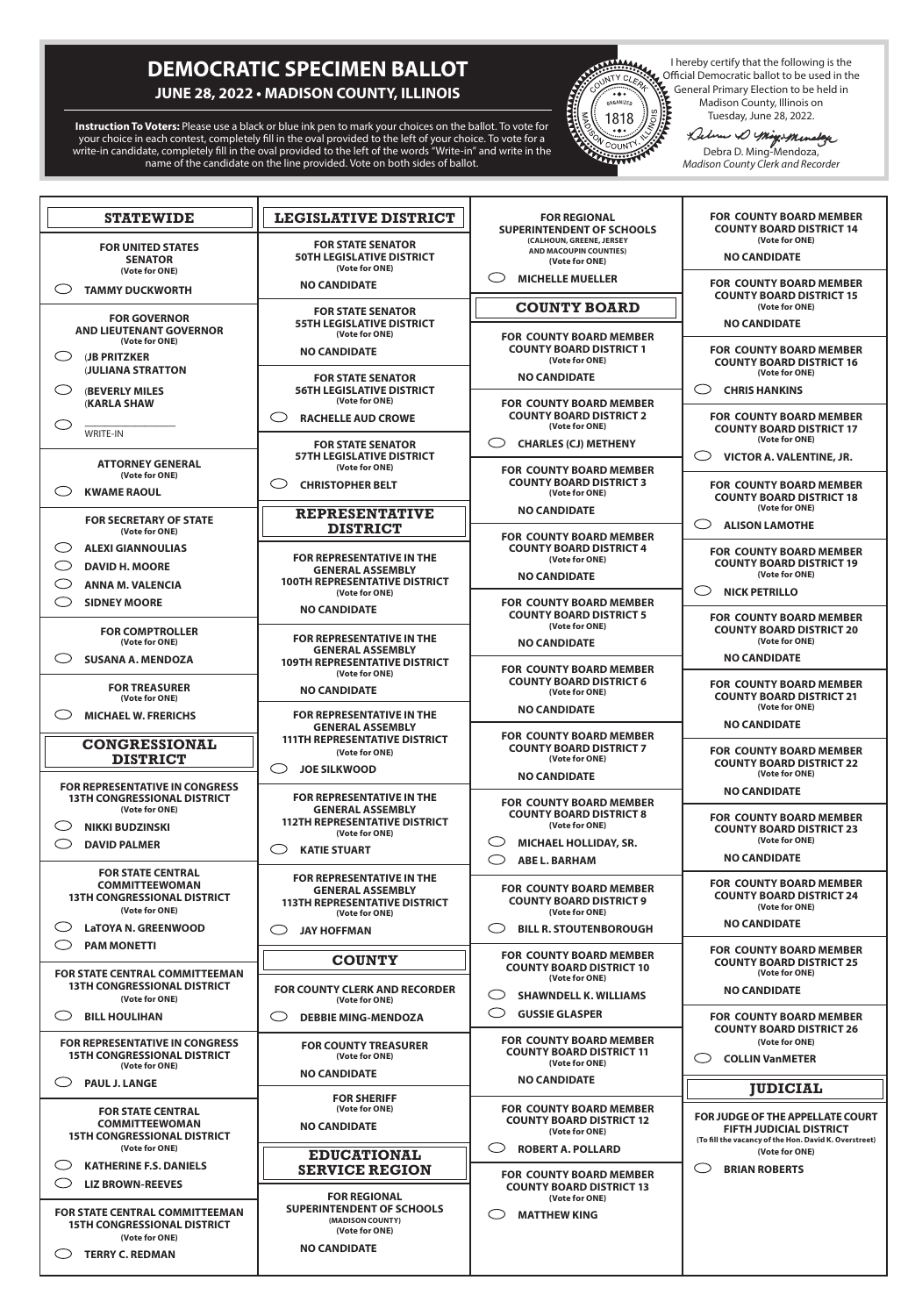# DEMOCRATIC SPECIMEN BALLOT

**JUNE 28, 2022 • MADISON COUNTY, ILLINOIS**

**Instruction To Voters:** Please use a black or blue ink pen to mark your choices on the ballot. To vote for your choice in each contest, completely fill in the oval provided to the left of your choice. To vote for a write-in candidate, completely fill in the oval provided to the left of the words "Write-in" and write in the name of the candidate on the line provided. Vote on both sides of ballot.

COUNTY CLERK • ORGANIZED 1818 • MADISON COUNTY, ILLINOIS

I hereby certify that the following is the Official Democratic ballot to be used in the General Primary Election to be held in Madison County, Illinois on Tuesday, June 28, 2022.

Debra D. Ming-Mendoza,
*Madison County Clerk and Recorder*

## STATEWIDE

**FOR UNITED STATES SENATOR**
**(Vote for ONE)**
- ⬭ **TAMMY DUCKWORTH**

**FOR GOVERNOR AND LIEUTENANT GOVERNOR**
**(Vote for ONE)**
- ⬭ **(JB PRITZKER (JULIANA STRATTON**
- ⬭ **(BEVERLY MILES (KARLA SHAW**
- ⬭ ______________ WRITE-IN

**ATTORNEY GENERAL**
**(Vote for ONE)**
- ⬭ **KWAME RAOUL**

**FOR SECRETARY OF STATE**
**(Vote for ONE)**
- ⬭ **ALEXI GIANNOULIAS**
- ⬭ **DAVID H. MOORE**
- ⬭ **ANNA M. VALENCIA**
- ⬭ **SIDNEY MOORE**

**FOR COMPTROLLER**
**(Vote for ONE)**
- ⬭ **SUSANA A. MENDOZA**

**FOR TREASURER**
**(Vote for ONE)**
- ⬭ **MICHAEL W. FRERICHS**

## CONGRESSIONAL DISTRICT

**FOR REPRESENTATIVE IN CONGRESS 13TH CONGRESSIONAL DISTRICT**
**(Vote for ONE)**
- ⬭ **NIKKI BUDZINSKI**
- ⬭ **DAVID PALMER**

**FOR STATE CENTRAL COMMITTEEWOMAN 13TH CONGRESSIONAL DISTRICT**
**(Vote for ONE)**
- ⬭ **LaTOYA N. GREENWOOD**
- ⬭ **PAM MONETTI**

**FOR STATE CENTRAL COMMITTEEMAN 13TH CONGRESSIONAL DISTRICT**
**(Vote for ONE)**
- ⬭ **BILL HOULIHAN**

**FOR REPRESENTATIVE IN CONGRESS 15TH CONGRESSIONAL DISTRICT**
**(Vote for ONE)**
- ⬭ **PAUL J. LANGE**

**FOR STATE CENTRAL COMMITTEEWOMAN 15TH CONGRESSIONAL DISTRICT**
**(Vote for ONE)**
- ⬭ **KATHERINE F.S. DANIELS**
- ⬭ **LIZ BROWN-REEVES**

**FOR STATE CENTRAL COMMITTEEMAN 15TH CONGRESSIONAL DISTRICT**
**(Vote for ONE)**
- ⬭ **TERRY C. REDMAN**

## LEGISLATIVE DISTRICT

**FOR STATE SENATOR 50TH LEGISLATIVE DISTRICT**
**(Vote for ONE)**
**NO CANDIDATE**

**FOR STATE SENATOR 55TH LEGISLATIVE DISTRICT**
**(Vote for ONE)**
**NO CANDIDATE**

**FOR STATE SENATOR 56TH LEGISLATIVE DISTRICT**
**(Vote for ONE)**
- ⬭ **RACHELLE AUD CROWE**

**FOR STATE SENATOR 57TH LEGISLATIVE DISTRICT**
**(Vote for ONE)**
- ⬭ **CHRISTOPHER BELT**

## REPRESENTATIVE DISTRICT

**FOR REPRESENTATIVE IN THE GENERAL ASSEMBLY 100TH REPRESENTATIVE DISTRICT**
**(Vote for ONE)**
**NO CANDIDATE**

**FOR REPRESENTATIVE IN THE GENERAL ASSEMBLY 109TH REPRESENTATIVE DISTRICT**
**(Vote for ONE)**
**NO CANDIDATE**

**FOR REPRESENTATIVE IN THE GENERAL ASSEMBLY 111TH REPRESENTATIVE DISTRICT**
**(Vote for ONE)**
- ⬭ **JOE SILKWOOD**

**FOR REPRESENTATIVE IN THE GENERAL ASSEMBLY 112TH REPRESENTATIVE DISTRICT**
**(Vote for ONE)**
- ⬭ **KATIE STUART**

**FOR REPRESENTATIVE IN THE GENERAL ASSEMBLY 113TH REPRESENTATIVE DISTRICT**
**(Vote for ONE)**
- ⬭ **JAY HOFFMAN**

## COUNTY

**FOR COUNTY CLERK AND RECORDER**
**(Vote for ONE)**
- ⬭ **DEBBIE MING-MENDOZA**

**FOR COUNTY TREASURER**
**(Vote for ONE)**
**NO CANDIDATE**

**FOR SHERIFF**
**(Vote for ONE)**
**NO CANDIDATE**

## EDUCATIONAL SERVICE REGION

**FOR REGIONAL SUPERINTENDENT OF SCHOOLS**
**(MADISON COUNTY)**
**(Vote for ONE)**
**NO CANDIDATE**

**FOR REGIONAL SUPERINTENDENT OF SCHOOLS**
**(CALHOUN, GREENE, JERSEY AND MACOUPIN COUNTIES)**
**(Vote for ONE)**
- ⬭ **MICHELLE MUELLER**

## COUNTY BOARD

**FOR COUNTY BOARD MEMBER COUNTY BOARD DISTRICT 1**
**(Vote for ONE)**
**NO CANDIDATE**

**FOR COUNTY BOARD MEMBER COUNTY BOARD DISTRICT 2**
**(Vote for ONE)**
- ⬭ **CHARLES (CJ) METHENY**

**FOR COUNTY BOARD MEMBER COUNTY BOARD DISTRICT 3**
**(Vote for ONE)**
**NO CANDIDATE**

**FOR COUNTY BOARD MEMBER COUNTY BOARD DISTRICT 4**
**(Vote for ONE)**
**NO CANDIDATE**

**FOR COUNTY BOARD MEMBER COUNTY BOARD DISTRICT 5**
**(Vote for ONE)**
**NO CANDIDATE**

**FOR COUNTY BOARD MEMBER COUNTY BOARD DISTRICT 6**
**(Vote for ONE)**
**NO CANDIDATE**

**FOR COUNTY BOARD MEMBER COUNTY BOARD DISTRICT 7**
**(Vote for ONE)**
**NO CANDIDATE**

**FOR COUNTY BOARD MEMBER COUNTY BOARD DISTRICT 8**
**(Vote for ONE)**
- ⬭ **MICHAEL HOLLIDAY, SR.**
- ⬭ **ABE L. BARHAM**

**FOR COUNTY BOARD MEMBER COUNTY BOARD DISTRICT 9**
**(Vote for ONE)**
- ⬭ **BILL R. STOUTENBOROUGH**

**FOR COUNTY BOARD MEMBER COUNTY BOARD DISTRICT 10**
**(Vote for ONE)**
- ⬭ **SHAWNDELL K. WILLIAMS**
- ⬭ **GUSSIE GLASPER**

**FOR COUNTY BOARD MEMBER COUNTY BOARD DISTRICT 11**
**(Vote for ONE)**
**NO CANDIDATE**

**FOR COUNTY BOARD MEMBER COUNTY BOARD DISTRICT 12**
**(Vote for ONE)**
- ⬭ **ROBERT A. POLLARD**

**FOR COUNTY BOARD MEMBER COUNTY BOARD DISTRICT 13**
**(Vote for ONE)**
- ⬭ **MATTHEW KING**

**FOR COUNTY BOARD MEMBER COUNTY BOARD DISTRICT 14**
**(Vote for ONE)**
**NO CANDIDATE**

**FOR COUNTY BOARD MEMBER COUNTY BOARD DISTRICT 15**
**(Vote for ONE)**
**NO CANDIDATE**

**FOR COUNTY BOARD MEMBER COUNTY BOARD DISTRICT 16**
**(Vote for ONE)**
- ⬭ **CHRIS HANKINS**

**FOR COUNTY BOARD MEMBER COUNTY BOARD DISTRICT 17**
**(Vote for ONE)**
- ⬭ **VICTOR A. VALENTINE, JR.**

**FOR COUNTY BOARD MEMBER COUNTY BOARD DISTRICT 18**
**(Vote for ONE)**
- ⬭ **ALISON LAMOTHE**

**FOR COUNTY BOARD MEMBER COUNTY BOARD DISTRICT 19**
**(Vote for ONE)**
- ⬭ **NICK PETRILLO**

**FOR COUNTY BOARD MEMBER COUNTY BOARD DISTRICT 20**
**(Vote for ONE)**
**NO CANDIDATE**

**FOR COUNTY BOARD MEMBER COUNTY BOARD DISTRICT 21**
**(Vote for ONE)**
**NO CANDIDATE**

**FOR COUNTY BOARD MEMBER COUNTY BOARD DISTRICT 22**
**(Vote for ONE)**
**NO CANDIDATE**

**FOR COUNTY BOARD MEMBER COUNTY BOARD DISTRICT 23**
**(Vote for ONE)**
**NO CANDIDATE**

**FOR COUNTY BOARD MEMBER COUNTY BOARD DISTRICT 24**
**(Vote for ONE)**
**NO CANDIDATE**

**FOR COUNTY BOARD MEMBER COUNTY BOARD DISTRICT 25**
**(Vote for ONE)**
**NO CANDIDATE**

**FOR COUNTY BOARD MEMBER COUNTY BOARD DISTRICT 26**
**(Vote for ONE)**
- ⬭ **COLLIN VanMETER**

## JUDICIAL

**FOR JUDGE OF THE APPELLATE COURT FIFTH JUDICIAL DISTRICT**
**(To fill the vacancy of the Hon. David K. Overstreet)**
**(Vote for ONE)**
- ⬭ **BRIAN ROBERTS**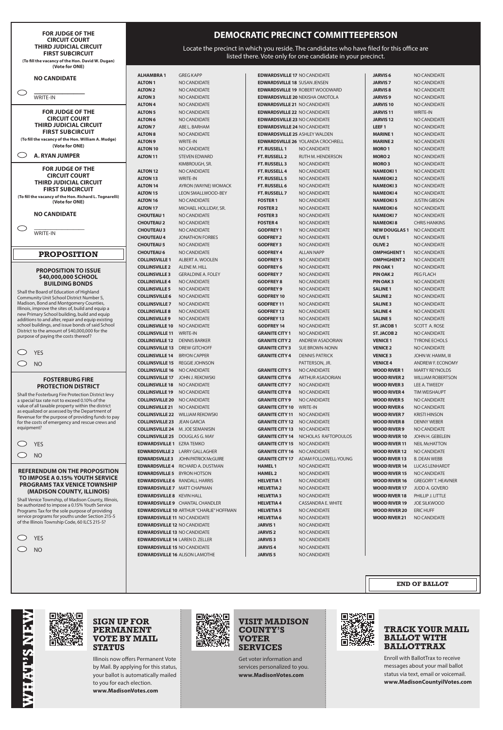## FOR JUDGE OF THE CIRCUIT COURT THIRD JUDICIAL CIRCUIT FIRST SUBCIRCUIT

(To fill the vacancy of the Hon. David W. Dugan)
(Vote for ONE)

**NO CANDIDATE**

○ ________________ WRITE-IN

## FOR JUDGE OF THE CIRCUIT COURT THIRD JUDICIAL CIRCUIT FIRST SUBCIRCUIT

(To fill the vacancy of the Hon. William A. Mudge)
(Vote for ONE)

○ **A. RYAN JUMPER**

## FOR JUDGE OF THE CIRCUIT COURT THIRD JUDICIAL CIRCUIT FIRST SUBCIRCUIT

(To fill the vacancy of the Hon. Richard L. Tognarelli)
(Vote for ONE)

**NO CANDIDATE**

○ ________________ WRITE-IN

## PROPOSITION

### PROPOSITION TO ISSUE $40,000,000 SCHOOL BUILDING BONDS

Shall the Board of Education of Highland Community Unit School District Number 5, Madison, Bond and Montgomery Counties, Illinois, improve the sites of, build and equip a new Primary School building, build and equip additions to and alter, repair and equip existing school buildings, and issue bonds of said School District to the amount of $40,000,000 for the purpose of paying the costs thereof?

○ YES

○ NO

### FOSTERBURG FIRE PROTECTION DISTRICT

Shall the Fosterburg Fire Protection District levy a special tax rate not to exceed 0.10% of the value of all taxable property within the district as equalized or assessed by the Department of Revenue for the purpose of providing funds to pay for the costs of emergency and rescue crews and equipment?

○ YES

○ NO

### REFERENDUM ON THE PROPOSITION TO IMPOSE A 0.15% YOUTH SERVICE PROGRAMS TAX VENICE TOWNSHIP (MADISON COUNTY, ILLINOIS)

Shall Venice Township, of Madison County, Illinois, be authorized to impose a 0.15% Youth Service Programs Tax for the sole purpose of providing service programs for youths under Section 215-5 of the Illinois Township Code, 60 ILCS 215-5?

○ YES

○ NO

## DEMOCRATIC PRECINCT COMMITTEEPERSON

Locate the precinct in which you reside. The candidates who have filed for this office are listed there. Vote only for one candidate in your precinct.

| Precinct | Candidate |
|---|---|
| ALHAMBRA 1 | GREG KAPP |
| ALTON 1 | NO CANDIDATE |
| ALTON 2 | NO CANDIDATE |
| ALTON 3 | NO CANDIDATE |
| ALTON 4 | NO CANDIDATE |
| ALTON 5 | NO CANDIDATE |
| ALTON 6 | NO CANDIDATE |
| ALTON 7 | ABE L. BARHAM |
| ALTON 8 | NO CANDIDATE |
| ALTON 9 | WRITE-IN |
| ALTON 10 | NO CANDIDATE |
| ALTON 11 | STEVEN EDWARD KIMBROUGH, SR. |
| ALTON 12 | NO CANDIDATE |
| ALTON 13 | WRITE-IN |
| ALTON 14 | AYRON (WAYNE) WOMACK |
| ALTON 15 | LEON SMALLWOOD-BEY |
| ALTON 16 | NO CANDIDATE |
| ALTON 17 | MICHAEL HOLLIDAY, SR. |
| CHOUTEAU 1 | NO CANDIDATE |
| CHOUTEAU 2 | NO CANDIDATE |
| CHOUTEAU 3 | NO CANDIDATE |
| CHOUTEAU 4 | JONATHON FORBES |
| CHOUTEAU 5 | NO CANDIDATE |
| CHOUTEAU 6 | NO CANDIDATE |
| COLLINSVILLE 1 | ALBERT A. WOOLEN |
| COLLINSVILLE 2 | ALENE M. HILL |
| COLLINSVILLE 3 | GERALDINE A. FOLEY |
| COLLINSVILLE 4 | NO CANDIDATE |
| COLLINSVILLE 5 | NO CANDIDATE |
| COLLINSVILLE 6 | NO CANDIDATE |
| COLLINSVILLE 7 | NO CANDIDATE |
| COLLINSVILLE 8 | NO CANDIDATE |
| COLLINSVILLE 9 | NO CANDIDATE |
| COLLINSVILLE 10 | NO CANDIDATE |
| COLLINSVILLE 11 | WRITE-IN |
| COLLINSVILLE 12 | DENNIS BARKER |
| COLLINSVILLE 13 | DREW GITCHOFF |
| COLLINSVILLE 14 | BRYON CAPPER |
| COLLINSVILLE 15 | REGGIE JOHNSON |
| COLLINSVILLE 16 | NO CANDIDATE |
| COLLINSVILLE 17 | JOHN J. REKOWSKI |
| COLLINSVILLE 18 | NO CANDIDATE |
| COLLINSVILLE 19 | NO CANDIDATE |
| COLLINSVILLE 20 | NO CANDIDATE |
| COLLINSVILLE 21 | NO CANDIDATE |
| COLLINSVILLE 22 | WILLIAM REKOWSKI |
| COLLINSVILLE 23 | JEAN GARCIA |
| COLLINSVILLE 24 | M. JOE SEMANISIN |
| COLLINSVILLE 25 | DOUGLAS G. MAY |
| EDWARDSVILLE 1 | EZRA TEMKO |
| EDWARDSVILLE 2 | LARRY GALLAGHER |
| EDWARDSVILLE 3 | JOHN PATRICK McGUIRE |
| EDWARDSVILLE 4 | RICHARD A. DUSTMAN |
| EDWARDSVILLE 5 | BYRON HOTSON |
| EDWARDSVILLE 6 | RANDALL HARRIS |
| EDWARDSVILLE 7 | MATT CHAPMAN |
| EDWARDSVILLE 8 | KEVIN HALL |
| EDWARDSVILLE 9 | CHANTAL CHANDLER |
| EDWARDSVILLE 10 | ARTHUR "CHARLIE" HOFFMAN |
| EDWARDSVILLE 11 | NO CANDIDATE |
| EDWARDSVILLE 12 | NO CANDIDATE |
| EDWARDSVILLE 13 | NO CANDIDATE |
| EDWARDSVILLE 14 | LAREN D. ZELLER |
| EDWARDSVILLE 15 | NO CANDIDATE |
| EDWARDSVILLE 16 | ALISON LAMOTHE |
| EDWARDSVILLE 17 | NO CANDIDATE |
| EDWARDSVILLE 18 | SUSAN JENSEN |
| EDWARDSVILLE 19 | ROBERT WOODWARD |
| EDWARDSVILLE 20 | NEKISHA OMOTOLA |
| EDWARDSVILLE 21 | NO CANDIDATE |
| EDWARDSVILLE 22 | NO CANDIDATE |
| EDWARDSVILLE 23 | NO CANDIDATE |
| EDWARDSVILLE 24 | NO CANDIDATE |
| EDWARDSVILLE 25 | ASHLEY WALDEN |
| EDWARDSVILLE 26 | YOLANDA CROCHRELL |
| FT. RUSSELL 1 | NO CANDIDATE |
| FT. RUSSELL 2 | RUTH M. HENDERSON |
| FT. RUSSELL 3 | NO CANDIDATE |
| FT. RUSSELL 4 | NO CANDIDATE |
| FT. RUSSELL 5 | NO CANDIDATE |
| FT. RUSSELL 6 | NO CANDIDATE |
| FT. RUSSELL 7 | NO CANDIDATE |
| FOSTER 1 | NO CANDIDATE |
| FOSTER 2 | NO CANDIDATE |
| FOSTER 3 | NO CANDIDATE |
| FOSTER 4 | NO CANDIDATE |
| GODFREY 1 | NO CANDIDATE |
| GODFREY 2 | NO CANDIDATE |
| GODFREY 3 | NO CANDIDATE |
| GODFREY 4 | ALLAN NAPP |
| GODFREY 5 | NO CANDIDATE |
| GODFREY 6 | NO CANDIDATE |
| GODFREY 7 | NO CANDIDATE |
| GODFREY 8 | NO CANDIDATE |
| GODFREY 9 | NO CANDIDATE |
| GODFREY 10 | NO CANDIDATE |
| GODFREY 11 | NO CANDIDATE |
| GODFREY 12 | NO CANDIDATE |
| GODFREY 13 | NO CANDIDATE |
| GODFREY 14 | NO CANDIDATE |
| GRANITE CITY 1 | NO CANDIDATE |
| GRANITE CITY 2 | ANDREW ASADORIAN |
| GRANITE CITY 3 | SUE BROWN-NONN |
| GRANITE CITY 4 | DENNIS PATRICK PATTERSON, JR. |
| GRANITE CITY 5 | NO CANDIDATE |
| GRANITE CITY 6 | ARTHUR ASADORIAN |
| GRANITE CITY 7 | NO CANDIDATE |
| GRANITE CITY 8 | NO CANDIDATE |
| GRANITE CITY 9 | NO CANDIDATE |
| GRANITE CITY 10 | WRITE-IN |
| GRANITE CITY 11 | NO CANDIDATE |
| GRANITE CITY 12 | NO CANDIDATE |
| GRANITE CITY 13 | NO CANDIDATE |
| GRANITE CITY 14 | NICHOLAS RAFTOPOULOS |
| GRANITE CITY 15 | NO CANDIDATE |
| GRANITE CITY 16 | NO CANDIDATE |
| GRANITE CITY 17 | ADAM FOLLOWELL-YOUNG |
| HAMEL 1 | NO CANDIDATE |
| HAMEL 2 | NO CANDIDATE |
| HELVETIA 1 | NO CANDIDATE |
| HELVETIA 2 | NO CANDIDATE |
| HELVETIA 3 | NO CANDIDATE |
| HELVETIA 4 | CASSANDRA E. WHITE |
| HELVETIA 5 | NO CANDIDATE |
| HELVETIA 6 | NO CANDIDATE |
| JARVIS 1 | NO CANDIDATE |
| JARVIS 2 | NO CANDIDATE |
| JARVIS 3 | NO CANDIDATE |
| JARVIS 4 | NO CANDIDATE |
| JARVIS 5 | NO CANDIDATE |
| JARVIS 6 | NO CANDIDATE |
| JARVIS 7 | NO CANDIDATE |
| JARVIS 8 | NO CANDIDATE |
| JARVIS 9 | NO CANDIDATE |
| JARVIS 10 | NO CANDIDATE |
| JARVIS 11 | WRITE-IN |
| JARVIS 12 | NO CANDIDATE |
| LEEF 1 | NO CANDIDATE |
| MARINE 1 | NO CANDIDATE |
| MARINE 2 | NO CANDIDATE |
| MORO 1 | NO CANDIDATE |
| MORO 2 | NO CANDIDATE |
| MORO 3 | NO CANDIDATE |
| NAMEOKI 1 | NO CANDIDATE |
| NAMEOKI 2 | NO CANDIDATE |
| NAMEOKI 3 | NO CANDIDATE |
| NAMEOKI 4 | NO CANDIDATE |
| NAMEOKI 5 | JUSTIN GIBSON |
| NAMEOKI 6 | NO CANDIDATE |
| NAMEOKI 7 | NO CANDIDATE |
| NAMEOKI 8 | CHRIS HANKINS |
| NEW DOUGLAS 1 | NO CANDIDATE |
| OLIVE 1 | NO CANDIDATE |
| OLIVE 2 | NO CANDIDATE |
| OMPHGHENT 1 | NO CANDIDATE |
| OMPHGHENT 2 | NO CANDIDATE |
| PIN OAK 1 | NO CANDIDATE |
| PIN OAK 2 | PEG FLACH |
| PIN OAK 3 | NO CANDIDATE |
| SALINE 1 | NO CANDIDATE |
| SALINE 2 | NO CANDIDATE |
| SALINE 3 | NO CANDIDATE |
| SALINE 4 | NO CANDIDATE |
| SALINE 5 | NO CANDIDATE |
| ST. JACOB 1 | SCOTT A. ROSE |
| ST. JACOB 2 | NO CANDIDATE |
| VENICE 1 | TYRONE ECHOLS |
| VENICE 2 | NO CANDIDATE |
| VENICE 3 | JOHN W. HAMM, III |
| VENICE 4 | ANDREW F. ECONOMY |
| WOOD RIVER 1 | MARTY REYNOLDS |
| WOOD RIVER 2 | WILLIAM ROBERTSON |
| WOOD RIVER 3 | LEE A. TWEEDY |
| WOOD RIVER 4 | TIM WEISHAUPT |
| WOOD RIVER 5 | NO CANDIDATE |
| WOOD RIVER 6 | NO CANDIDATE |
| WOOD RIVER 7 | KRISTI HINSON |
| WOOD RIVER 8 | DENNY WEBER |
| WOOD RIVER 9 | NO CANDIDATE |
| WOOD RIVER 10 | JOHN H. GEBELEIN |
| WOOD RIVER 11 | NEIL McHATTON |
| WOOD RIVER 12 | NO CANDIDATE |
| WOOD RIVER 13 | B. DEAN WEBB |
| WOOD RIVER 14 | LUCAS LENHARDT |
| WOOD RIVER 15 | NO CANDIDATE |
| WOOD RIVER 16 | GREGORY T. HEAVNER |
| WOOD RIVER 17 | JUDD A. GOVERO |
| WOOD RIVER 18 | PHILLIP J. LITTLE |
| WOOD RIVER 19 | JOE SILKWOOD |
| WOOD RIVER 20 | ERIC HUFF |
| WOOD RIVER 21 | NO CANDIDATE |

**END OF BALLOT**

## WHAT'S NEW

### SIGN UP FOR PERMANENT VOTE BY MAIL STATUS

Illinois now offers Permanent Vote by Mail. By applying for this status, your ballot is automatically mailed to you for each election.
**www.MadisonVotes.com**

### VISIT MADISON COUNTY'S VOTER SERVICES

Get voter information and services personalized to you.
**www.MadisonVotes.com**

### TRACK YOUR MAIL BALLOT WITH BALLOTTRAX

Enroll with BallotTrax to receive messages about your mail ballot status via text, email or voicemail.
**www.MadisonCountyilVotes.com**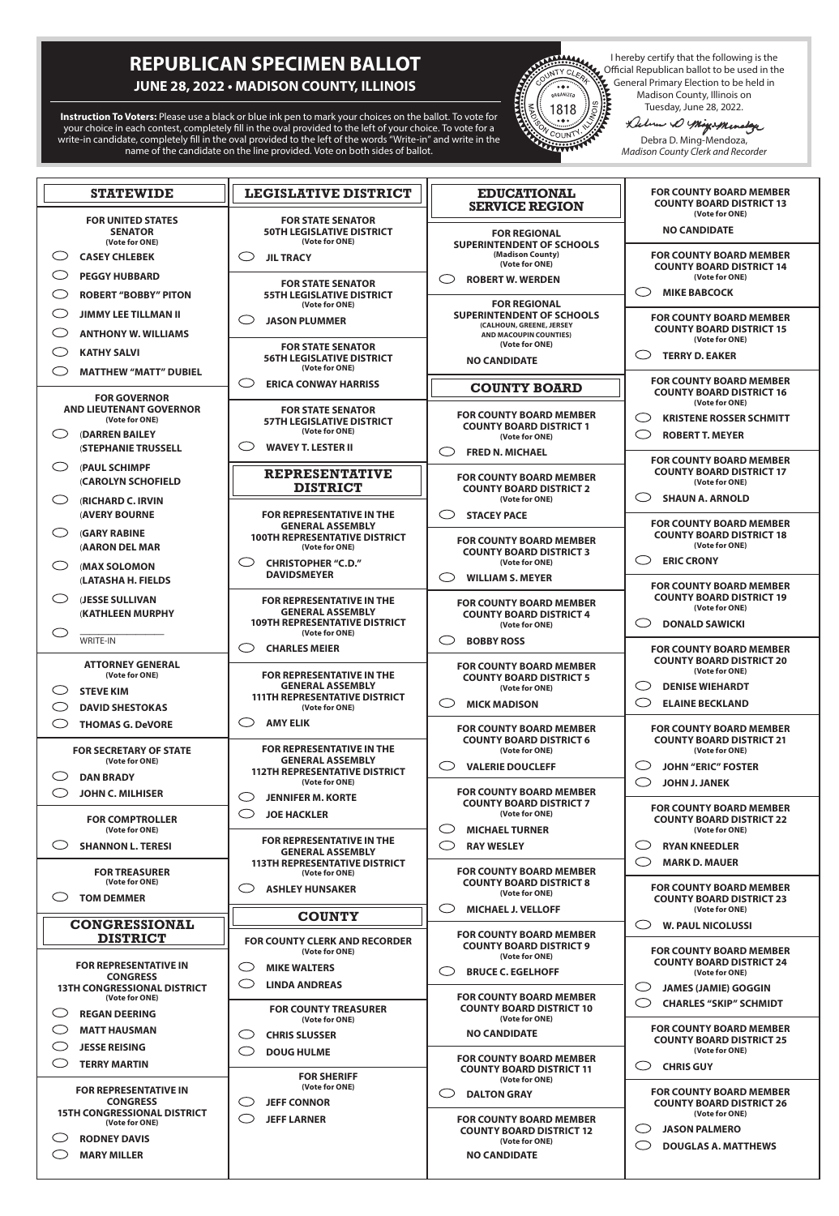# REPUBLICAN SPECIMEN BALLOT

**JUNE 28, 2022 • MADISON COUNTY, ILLINOIS**

**Instruction To Voters:** Please use a black or blue ink pen to mark your choices on the ballot. To vote for your choice in each contest, completely fill in the oval provided to the left of your choice. To vote for a write-in candidate, completely fill in the oval provided to the left of the words "Write-in" and write in the name of the candidate on the line provided. Vote on both sides of ballot.

I hereby certify that the following is the Official Republican ballot to be used in the General Primary Election to be held in Madison County, Illinois on Tuesday, June 28, 2022.

Debra D. Ming-Mendoza,
*Madison County Clerk and Recorder*

## STATEWIDE

**FOR UNITED STATES SENATOR** (Vote for ONE)
- CASEY CHLEBEK
- PEGGY HUBBARD
- ROBERT "BOBBY" PITON
- JIMMY LEE TILLMAN II
- ANTHONY W. WILLIAMS
- KATHY SALVI
- MATTHEW "MATT" DUBIEL

**FOR GOVERNOR AND LIEUTENANT GOVERNOR** (Vote for ONE)
- (DARREN BAILEY (STEPHANIE TRUSSELL
- (PAUL SCHIMPF (CAROLYN SCHOFIELD
- (RICHARD C. IRVIN (AVERY BOURNE
- (GARY RABINE (AARON DEL MAR
- (MAX SOLOMON (LATASHA H. FIELDS
- (JESSE SULLIVAN (KATHLEEN MURPHY
- _______________ WRITE-IN

**ATTORNEY GENERAL** (Vote for ONE)
- STEVE KIM
- DAVID SHESTOKAS
- THOMAS G. DeVORE

**FOR SECRETARY OF STATE** (Vote for ONE)
- DAN BRADY
- JOHN C. MILHISER

**FOR COMPTROLLER** (Vote for ONE)
- SHANNON L. TERESI

**FOR TREASURER** (Vote for ONE)
- TOM DEMMER

## CONGRESSIONAL DISTRICT

**FOR REPRESENTATIVE IN CONGRESS 13TH CONGRESSIONAL DISTRICT** (Vote for ONE)
- REGAN DEERING
- MATT HAUSMAN
- JESSE REISING
- TERRY MARTIN

**FOR REPRESENTATIVE IN CONGRESS 15TH CONGRESSIONAL DISTRICT** (Vote for ONE)
- RODNEY DAVIS
- MARY MILLER

## LEGISLATIVE DISTRICT

**FOR STATE SENATOR 50TH LEGISLATIVE DISTRICT** (Vote for ONE)
- JIL TRACY

**FOR STATE SENATOR 55TH LEGISLATIVE DISTRICT** (Vote for ONE)
- JASON PLUMMER

**FOR STATE SENATOR 56TH LEGISLATIVE DISTRICT** (Vote for ONE)
- ERICA CONWAY HARRISS

**FOR STATE SENATOR 57TH LEGISLATIVE DISTRICT** (Vote for ONE)
- WAVEY T. LESTER II

## REPRESENTATIVE DISTRICT

**FOR REPRESENTATIVE IN THE GENERAL ASSEMBLY 100TH REPRESENTATIVE DISTRICT** (Vote for ONE)
- CHRISTOPHER "C.D." DAVIDSMEYER

**FOR REPRESENTATIVE IN THE GENERAL ASSEMBLY 109TH REPRESENTATIVE DISTRICT** (Vote for ONE)
- CHARLES MEIER

**FOR REPRESENTATIVE IN THE GENERAL ASSEMBLY 111TH REPRESENTATIVE DISTRICT** (Vote for ONE)
- AMY ELIK

**FOR REPRESENTATIVE IN THE GENERAL ASSEMBLY 112TH REPRESENTATIVE DISTRICT** (Vote for ONE)
- JENNIFER M. KORTE
- JOE HACKLER

**FOR REPRESENTATIVE IN THE GENERAL ASSEMBLY 113TH REPRESENTATIVE DISTRICT** (Vote for ONE)
- ASHLEY HUNSAKER

## COUNTY

**FOR COUNTY CLERK AND RECORDER** (Vote for ONE)
- MIKE WALTERS
- LINDA ANDREAS

**FOR COUNTY TREASURER** (Vote for ONE)
- CHRIS SLUSSER
- DOUG HULME

**FOR SHERIFF** (Vote for ONE)
- JEFF CONNOR
- JEFF LARNER

## EDUCATIONAL SERVICE REGION

**FOR REGIONAL SUPERINTENDENT OF SCHOOLS (Madison County)** (Vote for ONE)
- ROBERT W. WERDEN

**FOR REGIONAL SUPERINTENDENT OF SCHOOLS (CALHOUN, GREENE, JERSEY AND MACOUPIN COUNTIES)** (Vote for ONE)
- NO CANDIDATE

## COUNTY BOARD

**FOR COUNTY BOARD MEMBER COUNTY BOARD DISTRICT 1** (Vote for ONE)
- FRED N. MICHAEL

**FOR COUNTY BOARD MEMBER COUNTY BOARD DISTRICT 2** (Vote for ONE)
- STACEY PACE

**FOR COUNTY BOARD MEMBER COUNTY BOARD DISTRICT 3** (Vote for ONE)
- WILLIAM S. MEYER

**FOR COUNTY BOARD MEMBER COUNTY BOARD DISTRICT 4** (Vote for ONE)
- BOBBY ROSS

**FOR COUNTY BOARD MEMBER COUNTY BOARD DISTRICT 5** (Vote for ONE)
- MICK MADISON

**FOR COUNTY BOARD MEMBER COUNTY BOARD DISTRICT 6** (Vote for ONE)
- VALERIE DOUCLEFF

**FOR COUNTY BOARD MEMBER COUNTY BOARD DISTRICT 7** (Vote for ONE)
- MICHAEL TURNER
- RAY WESLEY

**FOR COUNTY BOARD MEMBER COUNTY BOARD DISTRICT 8** (Vote for ONE)
- MICHAEL J. VELLOFF

**FOR COUNTY BOARD MEMBER COUNTY BOARD DISTRICT 9** (Vote for ONE)
- BRUCE C. EGELHOFF

**FOR COUNTY BOARD MEMBER COUNTY BOARD DISTRICT 10** (Vote for ONE)
- NO CANDIDATE

**FOR COUNTY BOARD MEMBER COUNTY BOARD DISTRICT 11** (Vote for ONE)
- DALTON GRAY

**FOR COUNTY BOARD MEMBER COUNTY BOARD DISTRICT 12** (Vote for ONE)
- NO CANDIDATE

**FOR COUNTY BOARD MEMBER COUNTY BOARD DISTRICT 13** (Vote for ONE)
- NO CANDIDATE

**FOR COUNTY BOARD MEMBER COUNTY BOARD DISTRICT 14** (Vote for ONE)
- MIKE BABCOCK

**FOR COUNTY BOARD MEMBER COUNTY BOARD DISTRICT 15** (Vote for ONE)
- TERRY D. EAKER

**FOR COUNTY BOARD MEMBER COUNTY BOARD DISTRICT 16** (Vote for ONE)
- KRISTENE ROSSER SCHMITT
- ROBERT T. MEYER

**FOR COUNTY BOARD MEMBER COUNTY BOARD DISTRICT 17** (Vote for ONE)
- SHAUN A. ARNOLD

**FOR COUNTY BOARD MEMBER COUNTY BOARD DISTRICT 18** (Vote for ONE)
- ERIC CRONY

**FOR COUNTY BOARD MEMBER COUNTY BOARD DISTRICT 19** (Vote for ONE)
- DONALD SAWICKI

**FOR COUNTY BOARD MEMBER COUNTY BOARD DISTRICT 20** (Vote for ONE)
- DENISE WIEHARDT
- ELAINE BECKLAND

**FOR COUNTY BOARD MEMBER COUNTY BOARD DISTRICT 21** (Vote for ONE)
- JOHN "ERIC" FOSTER
- JOHN J. JANEK

**FOR COUNTY BOARD MEMBER COUNTY BOARD DISTRICT 22** (Vote for ONE)
- RYAN KNEEDLER
- MARK D. MAUER

**FOR COUNTY BOARD MEMBER COUNTY BOARD DISTRICT 23** (Vote for ONE)
- W. PAUL NICOLUSSI

**FOR COUNTY BOARD MEMBER COUNTY BOARD DISTRICT 24** (Vote for ONE)
- JAMES (JAMIE) GOGGIN
- CHARLES "SKIP" SCHMIDT

**FOR COUNTY BOARD MEMBER COUNTY BOARD DISTRICT 25** (Vote for ONE)
- CHRIS GUY

**FOR COUNTY BOARD MEMBER COUNTY BOARD DISTRICT 26** (Vote for ONE)
- JASON PALMERO
- DOUGLAS A. MATTHEWS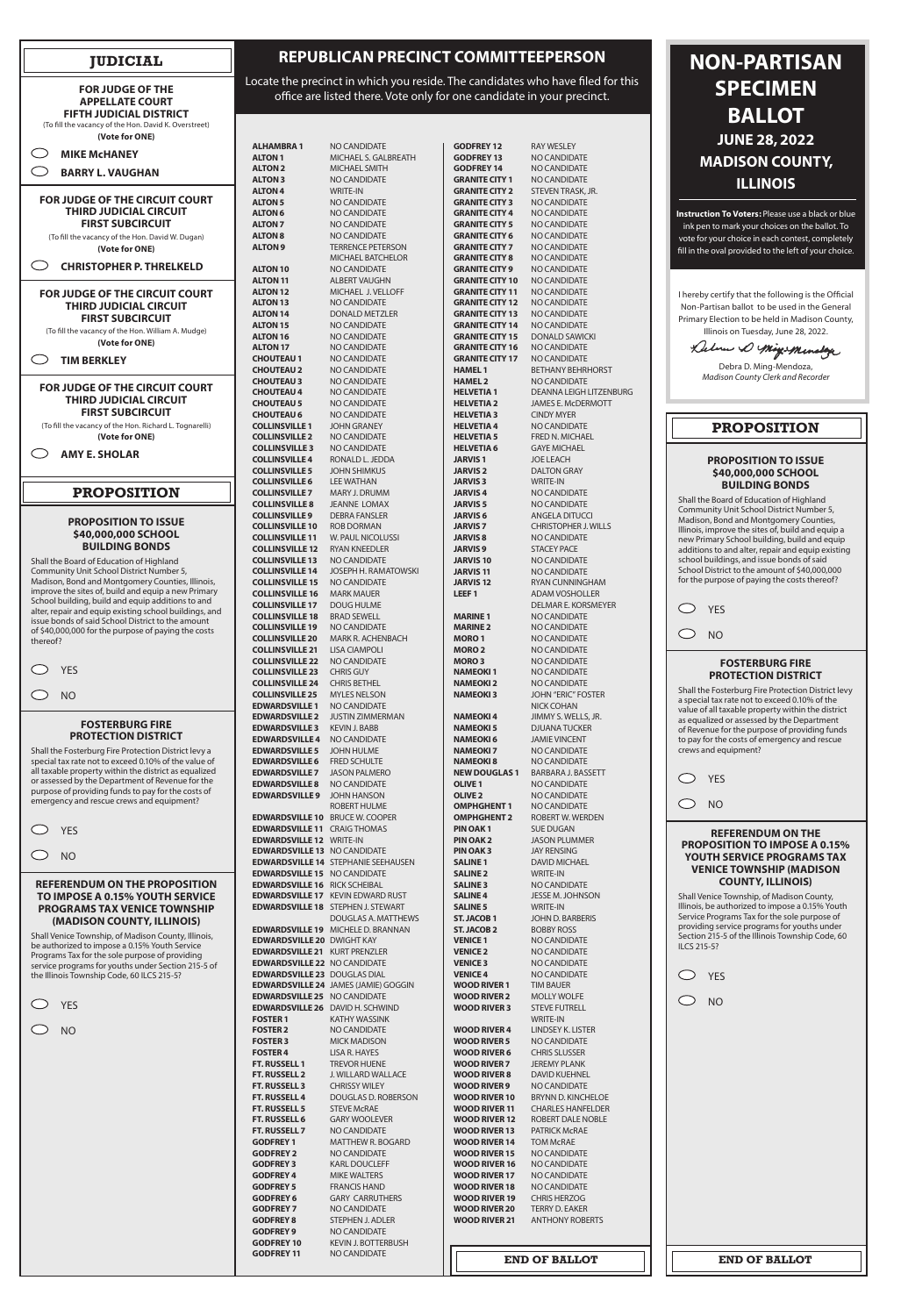## JUDICIAL

**FOR JUDGE OF THE APPELLATE COURT FIFTH JUDICIAL DISTRICT**
(To fill the vacancy of the Hon. David K. Overstreet)
**(Vote for ONE)**

- MIKE McHANEY
- BARRY L. VAUGHAN

**FOR JUDGE OF THE CIRCUIT COURT THIRD JUDICIAL CIRCUIT FIRST SUBCIRCUIT**
(To fill the vacancy of the Hon. David W. Dugan)
**(Vote for ONE)**

- CHRISTOPHER P. THRELKELD

**FOR JUDGE OF THE CIRCUIT COURT THIRD JUDICIAL CIRCUIT FIRST SUBCIRCUIT**
(To fill the vacancy of the Hon. William A. Mudge)
**(Vote for ONE)**

- TIM BERKLEY

**FOR JUDGE OF THE CIRCUIT COURT THIRD JUDICIAL CIRCUIT FIRST SUBCIRCUIT**
(To fill the vacancy of the Hon. Richard L. Tognarelli)
**(Vote for ONE)**

- AMY E. SHOLAR

## PROPOSITION

**PROPOSITION TO ISSUE $40,000,000 SCHOOL BUILDING BONDS**

Shall the Board of Education of Highland Community Unit School District Number 5, Madison, Bond and Montgomery Counties, Illinois, improve the sites of, build and equip a new Primary School building, build and equip additions to and alter, repair and equip existing school buildings, and issue bonds of said School District to the amount of $40,000,000 for the purpose of paying the costs thereof?

- YES
- NO

**FOSTERBURG FIRE PROTECTION DISTRICT**

Shall the Fosterburg Fire Protection District levy a special tax rate not to exceed 0.10% of the value of all taxable property within the district as equalized or assessed by the Department of Revenue for the purpose of providing funds to pay for the costs of emergency and rescue crews and equipment?

- YES
- NO

**REFERENDUM ON THE PROPOSITION TO IMPOSE A 0.15% YOUTH SERVICE PROGRAMS TAX VENICE TOWNSHIP (MADISON COUNTY, ILLINOIS)**

Shall Venice Township, of Madison County, Illinois, be authorized to impose a 0.15% Youth Service Programs Tax for the sole purpose of providing service programs for youths under Section 215-5 of the Illinois Township Code, 60 ILCS 215-5?

- YES
- NO

## REPUBLICAN PRECINCT COMMITTEEPERSON

Locate the precinct in which you reside. The candidates who have filed for this office are listed there. Vote only for one candidate in your precinct.

| Precinct | Candidate |
|---|---|
| ALHAMBRA 1 | NO CANDIDATE |
| ALTON 1 | MICHAEL S. GALBREATH |
| ALTON 2 | MICHAEL SMITH |
| ALTON 3 | NO CANDIDATE |
| ALTON 4 | WRITE-IN |
| ALTON 5 | NO CANDIDATE |
| ALTON 6 | NO CANDIDATE |
| ALTON 7 | NO CANDIDATE |
| ALTON 8 | NO CANDIDATE |
| ALTON 9 | TERRENCE PETERSON<br>MICHAEL BATCHELOR |
| ALTON 10 | NO CANDIDATE |
| ALTON 11 | ALBERT VAUGHN |
| ALTON 12 | MICHAEL J. VELLOFF |
| ALTON 13 | NO CANDIDATE |
| ALTON 14 | DONALD METZLER |
| ALTON 15 | NO CANDIDATE |
| ALTON 16 | NO CANDIDATE |
| ALTON 17 | NO CANDIDATE |
| CHOUTEAU 1 | NO CANDIDATE |
| CHOUTEAU 2 | NO CANDIDATE |
| CHOUTEAU 3 | NO CANDIDATE |
| CHOUTEAU 4 | NO CANDIDATE |
| CHOUTEAU 5 | NO CANDIDATE |
| CHOUTEAU 6 | NO CANDIDATE |
| COLLINSVILLE 1 | JOHN GRANEY |
| COLLINSVILLE 2 | NO CANDIDATE |
| COLLINSVILLE 3 | NO CANDIDATE |
| COLLINSVILLE 4 | RONALD L. JEDDA |
| COLLINSVILLE 5 | JOHN SHIMKUS |
| COLLINSVILLE 6 | LEE WATHAN |
| COLLINSVILLE 7 | MARY J. DRUMM |
| COLLINSVILLE 8 | JEANNE LOMAX |
| COLLINSVILLE 9 | DEBRA FANSLER |
| COLLINSVILLE 10 | ROB DORMAN |
| COLLINSVILLE 11 | W. PAUL NICOLUSSI |
| COLLINSVILLE 12 | RYAN KNEEDLER |
| COLLINSVILLE 13 | NO CANDIDATE |
| COLLINSVILLE 14 | JOSEPH H. RAMATOWSKI |
| COLLINSVILLE 15 | NO CANDIDATE |
| COLLINSVILLE 16 | MARK MAUER |
| COLLINSVILLE 17 | DOUG HULME |
| COLLINSVILLE 18 | BRAD SEWELL |
| COLLINSVILLE 19 | NO CANDIDATE |
| COLLINSVILLE 20 | MARK R. ACHENBACH |
| COLLINSVILLE 21 | LISA CIAMPOLI |
| COLLINSVILLE 22 | NO CANDIDATE |
| COLLINSVILLE 23 | CHRIS GUY |
| COLLINSVILLE 24 | CHRIS BETHEL |
| COLLINSVILLE 25 | MYLES NELSON |
| EDWARDSVILLE 1 | NO CANDIDATE |
| EDWARDSVILLE 2 | JUSTIN ZIMMERMAN |
| EDWARDSVILLE 3 | KEVIN J. BABB |
| EDWARDSVILLE 4 | NO CANDIDATE |
| EDWARDSVILLE 5 | JOHN HULME |
| EDWARDSVILLE 6 | FRED SCHULTE |
| EDWARDSVILLE 7 | JASON PALMERO |
| EDWARDSVILLE 8 | NO CANDIDATE |
| EDWARDSVILLE 9 | JOHN HANSON<br>ROBERT HULME |
| EDWARDSVILLE 10 | BRUCE W. COOPER |
| EDWARDSVILLE 11 | CRAIG THOMAS |
| EDWARDSVILLE 12 | WRITE-IN |
| EDWARDSVILLE 13 | NO CANDIDATE |
| EDWARDSVILLE 14 | STEPHANIE SEEHAUSEN |
| EDWARDSVILLE 15 | NO CANDIDATE |
| EDWARDSVILLE 16 | RICK SCHEIBAL |
| EDWARDSVILLE 17 | KEVIN EDWARD RUST |
| EDWARDSVILLE 18 | STEPHEN J. STEWART<br>DOUGLAS A. MATTHEWS |
| EDWARDSVILLE 19 | MICHELE D. BRANNAN |
| EDWARDSVILLE 20 | DWIGHT KAY |
| EDWARDSVILLE 21 | KURT PRENZLER |
| EDWARDSVILLE 22 | NO CANDIDATE |
| EDWARDSVILLE 23 | DOUGLAS DIAL |
| EDWARDSVILLE 24 | JAMES (JAMIE) GOGGIN |
| EDWARDSVILLE 25 | NO CANDIDATE |
| EDWARDSVILLE 26 | DAVID H. SCHWIND |
| FOSTER 1 | KATHY WASSINK |
| FOSTER 2 | NO CANDIDATE |
| FOSTER 3 | MICK MADISON |
| FOSTER 4 | LISA R. HAYES |
| FT. RUSSELL 1 | TREVOR HUENE |
| FT. RUSSELL 2 | J. WILLARD WALLACE |
| FT. RUSSELL 3 | CHRISSY WILEY |
| FT. RUSSELL 4 | DOUGLAS D. ROBERSON |
| FT. RUSSELL 5 | STEVE McRAE |
| FT. RUSSELL 6 | GARY WOOLEVER |
| FT. RUSSELL 7 | NO CANDIDATE |
| GODFREY 1 | MATTHEW R. BOGARD |
| GODFREY 2 | NO CANDIDATE |
| GODFREY 3 | KARL DOUCLEFF |
| GODFREY 4 | MIKE WALTERS |
| GODFREY 5 | FRANCIS HAND |
| GODFREY 6 | GARY CARRUTHERS |
| GODFREY 7 | NO CANDIDATE |
| GODFREY 8 | STEPHEN J. ADLER |
| GODFREY 9 | NO CANDIDATE |
| GODFREY 10 | KEVIN J. BOTTERBUSH |
| GODFREY 11 | NO CANDIDATE |
| GODFREY 12 | RAY WESLEY |
| GODFREY 13 | NO CANDIDATE |
| GODFREY 14 | NO CANDIDATE |
| GRANITE CITY 1 | NO CANDIDATE |
| GRANITE CITY 2 | STEVEN TRASK, JR. |
| GRANITE CITY 3 | NO CANDIDATE |
| GRANITE CITY 4 | NO CANDIDATE |
| GRANITE CITY 5 | NO CANDIDATE |
| GRANITE CITY 6 | NO CANDIDATE |
| GRANITE CITY 7 | NO CANDIDATE |
| GRANITE CITY 8 | NO CANDIDATE |
| GRANITE CITY 9 | NO CANDIDATE |
| GRANITE CITY 10 | NO CANDIDATE |
| GRANITE CITY 11 | NO CANDIDATE |
| GRANITE CITY 12 | NO CANDIDATE |
| GRANITE CITY 13 | NO CANDIDATE |
| GRANITE CITY 14 | NO CANDIDATE |
| GRANITE CITY 15 | DONALD SAWICKI |
| GRANITE CITY 16 | NO CANDIDATE |
| GRANITE CITY 17 | NO CANDIDATE |
| HAMEL 1 | BETHANY BEHRHORST |
| HAMEL 2 | NO CANDIDATE |
| HELVETIA 1 | DEANNA LEIGH LITZENBURG |
| HELVETIA 2 | JAMES E. McDERMOTT |
| HELVETIA 3 | CINDY MYER |
| HELVETIA 4 | NO CANDIDATE |
| HELVETIA 5 | FRED N. MICHAEL |
| HELVETIA 6 | GAYE MICHAEL |
| JARVIS 1 | JOE LEACH |
| JARVIS 2 | DALTON GRAY |
| JARVIS 3 | WRITE-IN |
| JARVIS 4 | NO CANDIDATE |
| JARVIS 5 | NO CANDIDATE |
| JARVIS 6 | ANGELA DITUCCI |
| JARVIS 7 | CHRISTOPHER J. WILLS |
| JARVIS 8 | NO CANDIDATE |
| JARVIS 9 | STACEY PACE |
| JARVIS 10 | NO CANDIDATE |
| JARVIS 11 | NO CANDIDATE |
| JARVIS 12 | RYAN CUNNINGHAM |
| LEEF 1 | ADAM VOSHOLLER<br>DELMAR E. KORSMEYER |
| MARINE 1 | NO CANDIDATE |
| MARINE 2 | NO CANDIDATE |
| MORO 1 | NO CANDIDATE |
| MORO 2 | NO CANDIDATE |
| MORO 3 | NO CANDIDATE |
| NAMEOKI 1 | NO CANDIDATE |
| NAMEOKI 2 | NO CANDIDATE |
| NAMEOKI 3 | JOHN "ERIC" FOSTER<br>NICK COHAN |
| NAMEOKI 4 | JIMMY S. WELLS, JR. |
| NAMEOKI 5 | DJUANA TUCKER |
| NAMEOKI 6 | JAMIE VINCENT |
| NAMEOKI 7 | NO CANDIDATE |
| NAMEOKI 8 | NO CANDIDATE |
| NEW DOUGLAS 1 | BARBARA J. BASSETT |
| OLIVE 1 | NO CANDIDATE |
| OLIVE 2 | NO CANDIDATE |
| OMPHGHENT 1 | NO CANDIDATE |
| OMPHGHENT 2 | ROBERT W. WERDEN |
| PIN OAK 1 | SUE DUGAN |
| PIN OAK 2 | JASON PLUMMER |
| PIN OAK 3 | JAY RENSING |
| SALINE 1 | DAVID MICHAEL |
| SALINE 2 | WRITE-IN |
| SALINE 3 | NO CANDIDATE |
| SALINE 4 | JESSE M. JOHNSON |
| SALINE 5 | WRITE-IN |
| ST. JACOB 1 | JOHN D. BARBERIS |
| ST. JACOB 2 | BOBBY ROSS |
| VENICE 1 | NO CANDIDATE |
| VENICE 2 | NO CANDIDATE |
| VENICE 3 | NO CANDIDATE |
| VENICE 4 | NO CANDIDATE |
| WOOD RIVER 1 | TIM BAUER |
| WOOD RIVER 2 | MOLLY WOLFE |
| WOOD RIVER 3 | STEVE FUTRELL<br>WRITE-IN |
| WOOD RIVER 4 | LINDSEY K. LISTER |
| WOOD RIVER 5 | NO CANDIDATE |
| WOOD RIVER 6 | CHRIS SLUSSER |
| WOOD RIVER 7 | JEREMY PLANK |
| WOOD RIVER 8 | DAVID KUEHNEL |
| WOOD RIVER 9 | NO CANDIDATE |
| WOOD RIVER 10 | BRYNN D. KINCHELOE |
| WOOD RIVER 11 | CHARLES HANFELDER |
| WOOD RIVER 12 | ROBERT DALE NOBLE |
| WOOD RIVER 13 | PATRICK McRAE |
| WOOD RIVER 14 | TOM McRAE |
| WOOD RIVER 15 | NO CANDIDATE |
| WOOD RIVER 16 | NO CANDIDATE |
| WOOD RIVER 17 | NO CANDIDATE |
| WOOD RIVER 18 | NO CANDIDATE |
| WOOD RIVER 19 | CHRIS HERZOG |
| WOOD RIVER 20 | TERRY D. EAKER |
| WOOD RIVER 21 | ANTHONY ROBERTS |

**END OF BALLOT**

# NON-PARTISAN SPECIMEN BALLOT

## JUNE 28, 2022

## MADISON COUNTY, ILLINOIS

**Instruction To Voters:** Please use a black or blue ink pen to mark your choices on the ballot. To vote for your choice in each contest, completely fill in the oval provided to the left of your choice.

I hereby certify that the following is the Official Non-Partisan ballot to be used in the General Primary Election to be held in Madison County, Illinois on Tuesday, June 28, 2022.

Debra D. Ming-Mendoza,
*Madison County Clerk and Recorder*

## PROPOSITION

**PROPOSITION TO ISSUE $40,000,000 SCHOOL BUILDING BONDS**

Shall the Board of Education of Highland Community Unit School District Number 5, Madison, Bond and Montgomery Counties, Illinois, improve the sites of, build and equip a new Primary School building, build and equip additions to and alter, repair and equip existing school buildings, and issue bonds of said School District to the amount of $40,000,000 for the purpose of paying the costs thereof?

- YES
- NO

**FOSTERBURG FIRE PROTECTION DISTRICT**

Shall the Fosterburg Fire Protection District levy a special tax rate not to exceed 0.10% of the value of all taxable property within the district as equalized or assessed by the Department of Revenue for the purpose of providing funds to pay for the costs of emergency and rescue crews and equipment?

- YES
- NO

**REFERENDUM ON THE PROPOSITION TO IMPOSE A 0.15% YOUTH SERVICE PROGRAMS TAX VENICE TOWNSHIP (MADISON COUNTY, ILLINOIS)**

Shall Venice Township, of Madison County, Illinois, be authorized to impose a 0.15% Youth Service Programs Tax for the sole purpose of providing service programs for youths under Section 215-5 of the Illinois Township Code, 60 ILCS 215-5?

- YES
- NO

**END OF BALLOT**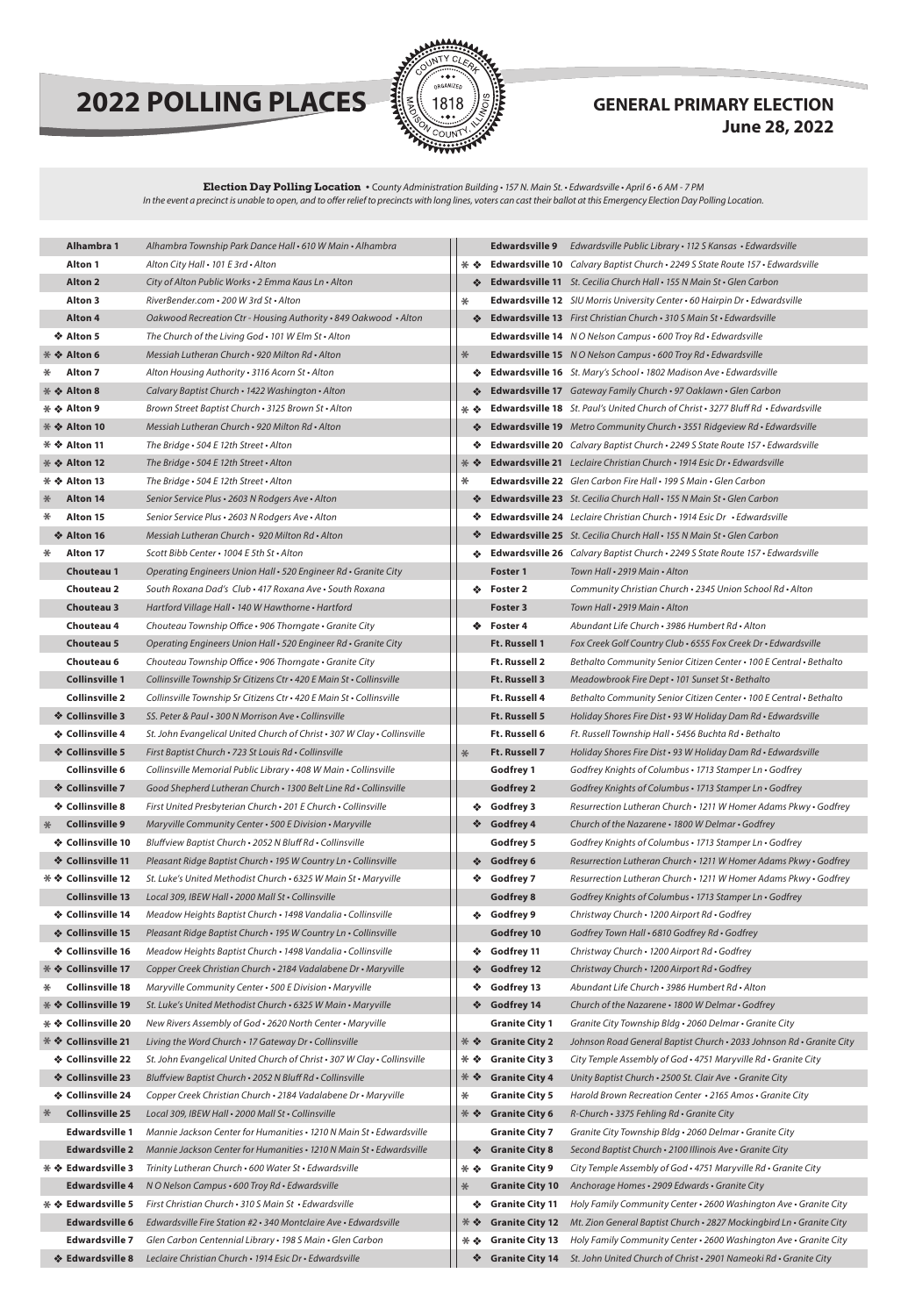# 2022 POLLING PLACES

## GENERAL PRIMARY ELECTION
## June 28, 2022

**Election Day Polling Location** • *County Administration Building • 157 N. Main St. • Edwardsville • April 6 • 6 AM - 7 PM*
*In the event a precinct is unable to open, and to offer relief to precincts with long lines, voters can cast their ballot at this Emergency Election Day Polling Location.*

| | Precinct | Location |
|---|---|---|
| | Alhambra 1 | Alhambra Township Park Dance Hall • 610 W Main • Alhambra |
| | Alton 1 | Alton City Hall • 101 E 3rd • Alton |
| | Alton 2 | City of Alton Public Works • 2 Emma Kaus Ln • Alton |
| | Alton 3 | RiverBender.com • 200 W 3rd St • Alton |
| | Alton 4 | Oakwood Recreation Ctr - Housing Authority • 849 Oakwood • Alton |
| ❖ | Alton 5 | The Church of the Living God • 101 W Elm St • Alton |
| * ❖ | Alton 6 | Messiah Lutheran Church • 920 Milton Rd • Alton |
| * | Alton 7 | Alton Housing Authority • 3116 Acorn St • Alton |
| * ❖ | Alton 8 | Calvary Baptist Church • 1422 Washington • Alton |
| * ❖ | Alton 9 | Brown Street Baptist Church • 3125 Brown St • Alton |
| * ❖ | Alton 10 | Messiah Lutheran Church • 920 Milton Rd • Alton |
| * ❖ | Alton 11 | The Bridge • 504 E 12th Street • Alton |
| * ❖ | Alton 12 | The Bridge • 504 E 12th Street • Alton |
| * ❖ | Alton 13 | The Bridge • 504 E 12th Street • Alton |
| * | Alton 14 | Senior Service Plus • 2603 N Rodgers Ave • Alton |
| * | Alton 15 | Senior Service Plus • 2603 N Rodgers Ave • Alton |
| ❖ | Alton 16 | Messiah Lutheran Church • 920 Milton Rd • Alton |
| * | Alton 17 | Scott Bibb Center • 1004 E 5th St • Alton |
| | Chouteau 1 | Operating Engineers Union Hall • 520 Engineer Rd • Granite City |
| | Chouteau 2 | South Roxana Dad's Club • 417 Roxana Ave • South Roxana |
| | Chouteau 3 | Hartford Village Hall • 140 W Hawthorne • Hartford |
| | Chouteau 4 | Chouteau Township Office • 906 Thorngate • Granite City |
| | Chouteau 5 | Operating Engineers Union Hall • 520 Engineer Rd • Granite City |
| | Chouteau 6 | Chouteau Township Office • 906 Thorngate • Granite City |
| | Collinsville 1 | Collinsville Township Sr Citizens Ctr • 420 E Main St • Collinsville |
| | Collinsville 2 | Collinsville Township Sr Citizens Ctr • 420 E Main St • Collinsville |
| ❖ | Collinsville 3 | SS. Peter & Paul • 300 N Morrison Ave • Collinsville |
| ❖ | Collinsville 4 | St. John Evangelical United Church of Christ • 307 W Clay • Collinsville |
| ❖ | Collinsville 5 | First Baptist Church • 723 St Louis Rd • Collinsville |
| | Collinsville 6 | Collinsville Memorial Public Library • 408 W Main • Collinsville |
| ❖ | Collinsville 7 | Good Shepherd Lutheran Church • 1300 Belt Line Rd • Collinsville |
| ❖ | Collinsville 8 | First United Presbyterian Church • 201 E Church • Collinsville |
| * | Collinsville 9 | Maryville Community Center • 500 E Division • Maryville |
| ❖ | Collinsville 10 | Bluffview Baptist Church • 2052 N Bluff Rd • Collinsville |
| ❖ | Collinsville 11 | Pleasant Ridge Baptist Church • 195 W Country Ln • Collinsville |
| * ❖ | Collinsville 12 | St. Luke's United Methodist Church • 6325 W Main St • Maryville |
| | Collinsville 13 | Local 309, IBEW Hall • 2000 Mall St • Collinsville |
| ❖ | Collinsville 14 | Meadow Heights Baptist Church • 1498 Vandalia • Collinsville |
| ❖ | Collinsville 15 | Pleasant Ridge Baptist Church • 195 W Country Ln • Collinsville |
| ❖ | Collinsville 16 | Meadow Heights Baptist Church • 1498 Vandalia • Collinsville |
| * ❖ | Collinsville 17 | Copper Creek Christian Church • 2184 Vadalabene Dr • Maryville |
| * | Collinsville 18 | Maryville Community Center • 500 E Division • Maryville |
| * ❖ | Collinsville 19 | St. Luke's United Methodist Church • 6325 W Main • Maryville |
| * ❖ | Collinsville 20 | New Rivers Assembly of God • 2620 North Center • Maryville |
| * ❖ | Collinsville 21 | Living the Word Church • 17 Gateway Dr • Collinsville |
| ❖ | Collinsville 22 | St. John Evangelical United Church of Christ • 307 W Clay • Collinsville |
| ❖ | Collinsville 23 | Bluffview Baptist Church • 2052 N Bluff Rd • Collinsville |
| ❖ | Collinsville 24 | Copper Creek Christian Church • 2184 Vadalabene Dr • Maryville |
| * | Collinsville 25 | Local 309, IBEW Hall • 2000 Mall St • Collinsville |
| | Edwardsville 1 | Mannie Jackson Center for Humanities • 1210 N Main St • Edwardsville |
| | Edwardsville 2 | Mannie Jackson Center for Humanities • 1210 N Main St • Edwardsville |
| * ❖ | Edwardsville 3 | Trinity Lutheran Church • 600 Water St • Edwardsville |
| | Edwardsville 4 | N O Nelson Campus • 600 Troy Rd • Edwardsville |
| * ❖ | Edwardsville 5 | First Christian Church • 310 S Main St • Edwardsville |
| | Edwardsville 6 | Edwardsville Fire Station #2 • 340 Montclaire Ave • Edwardsville |
| | Edwardsville 7 | Glen Carbon Centennial Library • 198 S Main • Glen Carbon |
| ❖ | Edwardsville 8 | Leclaire Christian Church • 1914 Esic Dr • Edwardsville |
| | Edwardsville 9 | Edwardsville Public Library • 112 S Kansas • Edwardsville |
| * ❖ | Edwardsville 10 | Calvary Baptist Church • 2249 S State Route 157 • Edwardsville |
| ❖ | Edwardsville 11 | St. Cecilia Church Hall • 155 N Main St • Glen Carbon |
| * | Edwardsville 12 | SIU Morris University Center • 60 Hairpin Dr • Edwardsville |
| ❖ | Edwardsville 13 | First Christian Church • 310 S Main St • Edwardsville |
| | Edwardsville 14 | N O Nelson Campus • 600 Troy Rd • Edwardsville |
| * | Edwardsville 15 | N O Nelson Campus • 600 Troy Rd • Edwardsville |
| ❖ | Edwardsville 16 | St. Mary's School • 1802 Madison Ave • Edwardsville |
| ❖ | Edwardsville 17 | Gateway Family Church • 97 Oaklawn • Glen Carbon |
| * ❖ | Edwardsville 18 | St. Paul's United Church of Christ • 3277 Bluff Rd • Edwardsville |
| ❖ | Edwardsville 19 | Metro Community Church • 3551 Ridgeview Rd • Edwardsville |
| ❖ | Edwardsville 20 | Calvary Baptist Church • 2249 S State Route 157 • Edwardsville |
| * ❖ | Edwardsville 21 | Leclaire Christian Church • 1914 Esic Dr • Edwardsville |
| * | Edwardsville 22 | Glen Carbon Fire Hall • 199 S Main • Glen Carbon |
| ❖ | Edwardsville 23 | St. Cecilia Church Hall • 155 N Main St • Glen Carbon |
| ❖ | Edwardsville 24 | Leclaire Christian Church • 1914 Esic Dr • Edwardsville |
| ❖ | Edwardsville 25 | St. Cecilia Church Hall • 155 N Main St • Glen Carbon |
| ❖ | Edwardsville 26 | Calvary Baptist Church • 2249 S State Route 157 • Edwardsville |
| | Foster 1 | Town Hall • 2919 Main • Alton |
| ❖ | Foster 2 | Community Christian Church • 2345 Union School Rd • Alton |
| | Foster 3 | Town Hall • 2919 Main • Alton |
| ❖ | Foster 4 | Abundant Life Church • 3986 Humbert Rd • Alton |
| | Ft. Russell 1 | Fox Creek Golf Country Club • 6555 Fox Creek Dr • Edwardsville |
| | Ft. Russell 2 | Bethalto Community Senior Citizen Center • 100 E Central • Bethalto |
| | Ft. Russell 3 | Meadowbrook Fire Dept • 101 Sunset St • Bethalto |
| | Ft. Russell 4 | Bethalto Community Senior Citizen Center • 100 E Central • Bethalto |
| | Ft. Russell 5 | Holiday Shores Fire Dist • 93 W Holiday Dam Rd • Edwardsville |
| | Ft. Russell 6 | Ft. Russell Township Hall • 5456 Buchta Rd • Bethalto |
| * | Ft. Russell 7 | Holiday Shores Fire Dist • 93 W Holiday Dam Rd • Edwardsville |
| | Godfrey 1 | Godfrey Knights of Columbus • 1713 Stamper Ln • Godfrey |
| | Godfrey 2 | Godfrey Knights of Columbus • 1713 Stamper Ln • Godfrey |
| ❖ | Godfrey 3 | Resurrection Lutheran Church • 1211 W Homer Adams Pkwy • Godfrey |
| ❖ | Godfrey 4 | Church of the Nazarene • 1800 W Delmar • Godfrey |
| | Godfrey 5 | Godfrey Knights of Columbus • 1713 Stamper Ln • Godfrey |
| ❖ | Godfrey 6 | Resurrection Lutheran Church • 1211 W Homer Adams Pkwy • Godfrey |
| ❖ | Godfrey 7 | Resurrection Lutheran Church • 1211 W Homer Adams Pkwy • Godfrey |
| | Godfrey 8 | Godfrey Knights of Columbus • 1713 Stamper Ln • Godfrey |
| ❖ | Godfrey 9 | Christway Church • 1200 Airport Rd • Godfrey |
| | Godfrey 10 | Godfrey Town Hall • 6810 Godfrey Rd • Godfrey |
| ❖ | Godfrey 11 | Christway Church • 1200 Airport Rd • Godfrey |
| ❖ | Godfrey 12 | Christway Church • 1200 Airport Rd • Godfrey |
| ❖ | Godfrey 13 | Abundant Life Church • 3986 Humbert Rd • Alton |
| ❖ | Godfrey 14 | Church of the Nazarene • 1800 W Delmar • Godfrey |
| | Granite City 1 | Granite City Township Bldg • 2060 Delmar • Granite City |
| * ❖ | Granite City 2 | Johnson Road General Baptist Church • 2033 Johnson Rd • Granite City |
| * ❖ | Granite City 3 | City Temple Assembly of God • 4751 Maryville Rd • Granite City |
| * ❖ | Granite City 4 | Unity Baptist Church • 2500 St. Clair Ave • Granite City |
| * | Granite City 5 | Harold Brown Recreation Center • 2165 Amos • Granite City |
| * ❖ | Granite City 6 | R-Church • 3375 Fehling Rd • Granite City |
| | Granite City 7 | Granite City Township Bldg • 2060 Delmar • Granite City |
| ❖ | Granite City 8 | Second Baptist Church • 2100 Illinois Ave • Granite City |
| * ❖ | Granite City 9 | City Temple Assembly of God • 4751 Maryville Rd • Granite City |
| * | Granite City 10 | Anchorage Homes • 2909 Edwards • Granite City |
| ❖ | Granite City 11 | Holy Family Community Center • 2600 Washington Ave • Granite City |
| * ❖ | Granite City 12 | Mt. Zion General Baptist Church • 2827 Mockingbird Ln • Granite City |
| * ❖ | Granite City 13 | Holy Family Community Center • 2600 Washington Ave • Granite City |
| ❖ | Granite City 14 | St. John United Church of Christ • 2901 Nameoki Rd • Granite City |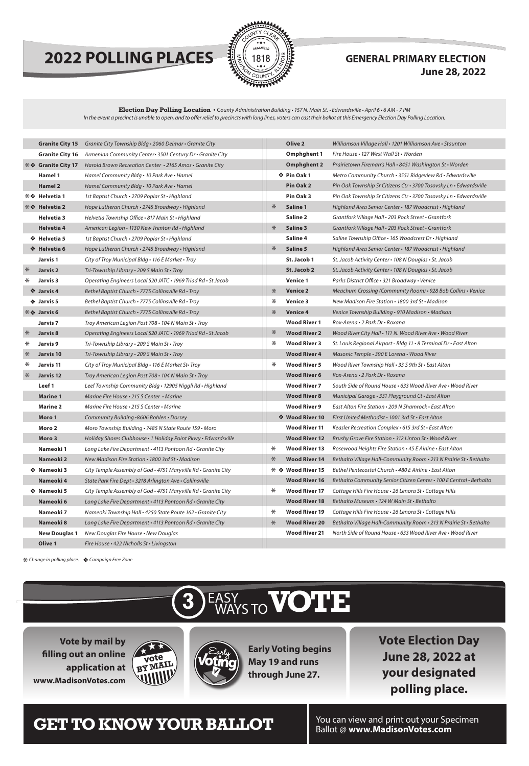# 2022 POLLING PLACES

COUNTY CLERK · ORGANIZED 1818 · MADISON COUNTY, ILLINOIS

## GENERAL PRIMARY ELECTION
## June 28, 2022

**Election Day Polling Location** • *County Administration Building • 157 N. Main St. • Edwardsville • April 6 • 6 AM - 7 PM*
*In the event a precinct is unable to open, and to offer relief to precincts with long lines, voters can cast their ballot at this Emergency Election Day Polling Location.*

| Precinct | Polling Place |
|---|---|
| Granite City 15 | *Granite City Township Bldg • 2060 Delmar • Granite City* |
| Granite City 16 | *Armenian Community Center• 3501 Century Dr • Granite City* |
| ✻❖ Granite City 17 | *Harold Brown Recreation Center • 2165 Amos • Granite City* |
| Hamel 1 | *Hamel Community Bldg • 10 Park Ave • Hamel* |
| Hamel 2 | *Hamel Community Bldg • 10 Park Ave • Hamel* |
| ✻❖ Helvetia 1 | *1st Baptist Church • 2709 Poplar St • Highland* |
| ✻❖ Helvetia 2 | *Hope Lutheran Church • 2745 Broadway • Highland* |
| Helvetia 3 | *Helvetia Township Office • 817 Main St • Highland* |
| Helvetia 4 | *American Legion • 1130 New Trenton Rd • Highland* |
| ❖ Helvetia 5 | *1st Baptist Church • 2709 Poplar St • Highland* |
| ❖ Helvetia 6 | *Hope Lutheran Church • 2745 Broadway • Highland* |
| Jarvis 1 | *City of Troy Municipal Bldg • 116 E Market • Troy* |
| ✻ Jarvis 2 | *Tri-Township Library • 209 S Main St • Troy* |
| ✻ Jarvis 3 | *Operating Engineers Local 520 JATC • 1969 Triad Rd • St Jacob* |
| ❖ Jarvis 4 | *Bethel Baptist Church • 7775 Collinsville Rd • Troy* |
| ❖ Jarvis 5 | *Bethel Baptist Church • 7775 Collinsville Rd • Troy* |
| ✻❖ Jarvis 6 | *Bethel Baptist Church • 7775 Collinsville Rd • Troy* |
| Jarvis 7 | *Troy American Legion Post 708 • 104 N Main St • Troy* |
| ✻ Jarvis 8 | *Operating Engineers Local 520 JATC • 1969 Triad Rd • St Jacob* |
| ✻ Jarvis 9 | *Tri-Township Library • 209 S Main St • Troy* |
| ✻ Jarvis 10 | *Tri-Township Library • 209 S Main St • Troy* |
| ✻ Jarvis 11 | *City of Troy Municipal Bldg • 116 E Market St• Troy* |
| ✻ Jarvis 12 | *Troy American Legion Post 708 • 104 N Main St • Troy* |
| Leef 1 | *Leef Township Community Bldg • 12905 Niggli Rd • Highland* |
| Marine 1 | *Marine Fire House • 215 S Center • Marine* |
| Marine 2 | *Marine Fire House • 215 S Center • Marine* |
| Moro 1 | *Community Building •8606 Bohlen • Dorsey* |
| Moro 2 | *Moro Township Building • 7485 N State Route 159 • Moro* |
| Moro 3 | *Holiday Shores Clubhouse • 1 Holiday Point Pkwy • Edwardsville* |
| Nameoki 1 | *Long Lake Fire Department • 4113 Pontoon Rd • Granite City* |
| Nameoki 2 | *New Madison Fire Station • 1800 3rd St • Madison* |
| ❖ Nameoki 3 | *City Temple Assembly of God • 4751 Maryville Rd • Granite City* |
| Nameoki 4 | *State Park Fire Dept • 3218 Arlington Ave • Collinsville* |
| ❖ Nameoki 5 | *City Temple Assembly of God • 4751 Maryville Rd • Granite City* |
| Nameoki 6 | *Long Lake Fire Department • 4113 Pontoon Rd • Granite City* |
| Nameoki 7 | *Nameoki Township Hall • 4250 State Route 162 • Granite City* |
| Nameoki 8 | *Long Lake Fire Department • 4113 Pontoon Rd • Granite City* |
| New Douglas 1 | *New Douglas Fire House • New Douglas* |
| Olive 1 | *Fire House • 422 Nicholls St • Livingston* |
| Olive 2 | *Williamson Village Hall • 1201 Williamson Ave • Staunton* |
| Omphghent 1 | *Fire House • 127 West Wall St • Worden* |
| Omphghent 2 | *Prairietown Fireman's Hall • 8451 Washington St • Worden* |
| ❖ Pin Oak 1 | *Metro Community Church • 3551 Ridgeview Rd • Edwardsville* |
| Pin Oak 2 | *Pin Oak Township Sr Citizens Ctr • 3700 Tosovsky Ln • Edwardsville* |
| Pin Oak 3 | *Pin Oak Township Sr Citizens Ctr • 3700 Tosovsky Ln • Edwardsville* |
| ✻ Saline 1 | *Highland Area Senior Center • 187 Woodcrest • Highland* |
| Saline 2 | *Grantfork Village Hall • 203 Rock Street • Grantfork* |
| ✻ Saline 3 | *Grantfork Village Hall • 203 Rock Street • Grantfork* |
| Saline 4 | *Saline Township Office • 165 Woodcrest Dr • Highland* |
| ✻ Saline 5 | *Highland Area Senior Center • 187 Woodcrest • Highland* |
| St. Jacob 1 | *St. Jacob Activity Center • 108 N Douglas • St. Jacob* |
| St. Jacob 2 | *St. Jacob Activity Center • 108 N Douglas • St. Jacob* |
| Venice 1 | *Parks District Office • 321 Broadway • Venice* |
| ✻ Venice 2 | *Meachum Crossing (Community Room) • 928 Bob Collins • Venice* |
| ✻ Venice 3 | *New Madison Fire Station • 1800 3rd St • Madison* |
| ✻ Venice 4 | *Venice Township Building • 910 Madison • Madison* |
| Wood River 1 | *Rox-Arena • 2 Park Dr • Roxana* |
| ✻ Wood River 2 | *Wood River City Hall • 111 N. Wood River Ave • Wood River* |
| ✻ Wood River 3 | *St. Louis Regional Airport - Bldg 11 • 8 Terminal Dr • East Alton* |
| Wood River 4 | *Masonic Temple • 390 E Lorena • Wood River* |
| ✻ Wood River 5 | *Wood River Township Hall • 33 S 9th St • East Alton* |
| Wood River 6 | *Rox-Arena • 2 Park Dr • Roxana* |
| Wood River 7 | *South Side of Round House • 633 Wood River Ave • Wood River* |
| Wood River 8 | *Municipal Garage • 331 Playground Ct • East Alton* |
| Wood River 9 | *East Alton Fire Station • 209 N Shamrock • East Alton* |
| ❖ Wood River 10 | *First United Methodist • 1001 3rd St • East Alton* |
| Wood River 11 | *Keasler Recreation Complex • 615 3rd St • East Alton* |
| Wood River 12 | *Brushy Grove Fire Station • 312 Linton St • Wood River* |
| ✻ Wood River 13 | *Rosewood Heights Fire Station • 45 E Airline • East Alton* |
| ✻ Wood River 14 | *Bethalto Village Hall-Community Room • 213 N Prairie St • Bethalto* |
| ✻❖ Wood River 15 | *Bethel Pentecostal Church • 480 E Airline • East Alton* |
| Wood River 16 | *Bethalto Community Senior Citizen Center • 100 E Central • Bethalto* |
| ✻ Wood River 17 | *Cottage Hills Fire House • 26 Lenora St • Cottage Hills* |
| Wood River 18 | *Bethalto Museum • 124 W Main St • Bethalto* |
| ✻ Wood River 19 | *Cottage Hills Fire House • 26 Lenora St • Cottage Hills* |
| ✻ Wood River 20 | *Bethalto Village Hall-Community Room • 213 N Prairie St • Bethalto* |
| Wood River 21 | *North Side of Round House • 633 Wood River Ave • Wood River* |

✻ *Change in polling place.* ❖ *Campaign Free Zone*

## 3 EASY WAYS TO VOTE

**Vote by mail by filling out an online application at www.MadisonVotes.com**

**Early Voting begins May 19 and runs through June 27.**

**Vote Election Day June 28, 2022 at your designated polling place.**

## GET TO KNOW YOUR BALLOT

You can view and print out your Specimen Ballot @ **www.MadisonVotes.com**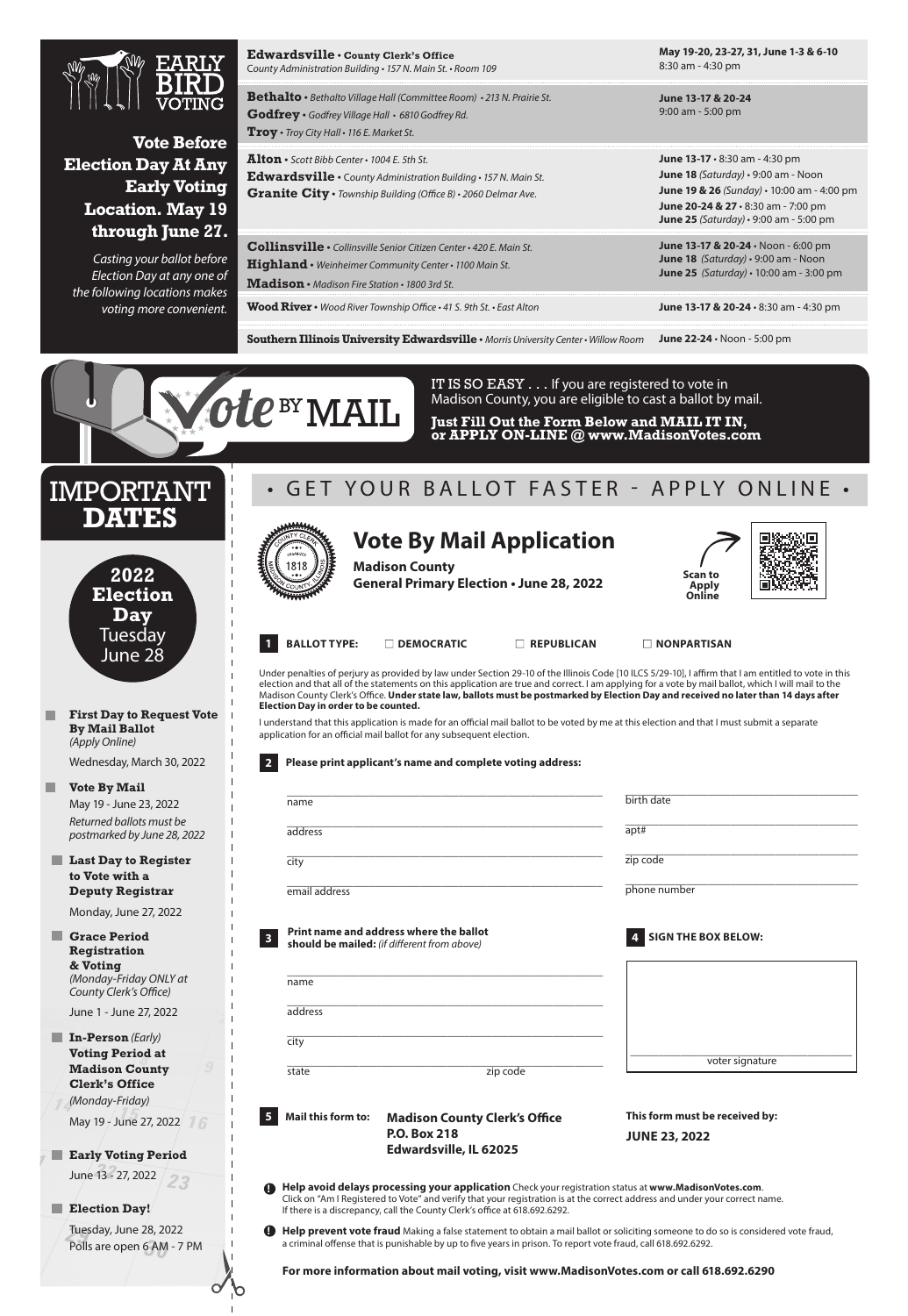# EARLY BIRD VOTING

**Vote Before Election Day At Any Early Voting Location. May 19 through June 27.**

*Casting your ballot before Election Day at any one of the following locations makes voting more convenient.*

| | |
|---|---|
| **Edwardsville** • **County Clerk's Office**<br>*County Administration Building • 157 N. Main St. • Room 109* | **May 19-20, 23-27, 31, June 1-3 & 6-10**<br>8:30 am - 4:30 pm |
| **Bethalto** • *Bethalto Village Hall (Committee Room) • 213 N. Prairie St.*<br>**Godfrey** • *Godfrey Village Hall • 6810 Godfrey Rd.*<br>**Troy** • *Troy City Hall • 116 E. Market St.* | **June 13-17 & 20-24**<br>9:00 am - 5:00 pm |
| **Alton** • *Scott Bibb Center • 1004 E. 5th St.*<br>**Edwardsville** • *County Administration Building • 157 N. Main St.*<br>**Granite City** • *Township Building (Office B) • 2060 Delmar Ave.* | **June 13-17** • 8:30 am - 4:30 pm<br>**June 18** *(Saturday)* • 9:00 am - Noon<br>**June 19 & 26** *(Sunday)* • 10:00 am - 4:00 pm<br>**June 20-24 & 27** • 8:30 am - 7:00 pm<br>**June 25** *(Saturday)* • 9:00 am - 5:00 pm |
| **Collinsville** • *Collinsville Senior Citizen Center • 420 E. Main St.*<br>**Highland** • *Weinheimer Community Center • 1100 Main St.*<br>**Madison** • *Madison Fire Station • 1800 3rd St.* | **June 13-17 & 20-24** • Noon - 6:00 pm<br>**June 18** *(Saturday)* • 9:00 am - Noon<br>**June 25** *(Saturday)* • 10:00 am - 3:00 pm |
| **Wood River** • *Wood River Township Office • 41 S. 9th St. • East Alton* | **June 13-17 & 20-24** • 8:30 am - 4:30 pm |
| **Southern Illinois University Edwardsville** • *Morris University Center • Willow Room* | **June 22-24** • Noon - 5:00 pm |

# Vote BY MAIL

IT IS SO EASY . . . If you are registered to vote in Madison County, you are eligible to cast a ballot by mail.

**Just Fill Out the Form Below and MAIL IT IN, or APPLY ON-LINE @ www.MadisonVotes.com**

# IMPORTANT DATES

**2022 Election Day**
Tuesday June 28

- **First Day to Request Vote By Mail Ballot** *(Apply Online)*
  Wednesday, March 30, 2022
- **Vote By Mail**
  May 19 - June 23, 2022
  *Returned ballots must be postmarked by June 28, 2022*
- **Last Day to Register to Vote with a Deputy Registrar**
  Monday, June 27, 2022
- **Grace Period Registration & Voting** *(Monday-Friday ONLY at County Clerk's Office)*
  June 1 - June 27, 2022
- **In-Person** *(Early)* **Voting Period at Madison County Clerk's Office** *(Monday-Friday)*
  May 19 - June 27, 2022
- **Early Voting Period**
  June 13 - 27, 2022
- **Election Day!**
  Tuesday, June 28, 2022
  Polls are open 6 AM - 7 PM

## • GET YOUR BALLOT FASTER - APPLY ONLINE •

# Vote By Mail Application

**Madison County**
**General Primary Election • June 28, 2022**

**Scan to Apply Online**

**1 BALLOT TYPE:** ☐ **DEMOCRATIC** ☐ **REPUBLICAN** ☐ **NONPARTISAN**

Under penalties of perjury as provided by law under Section 29-10 of the Illinois Code [10 ILCS 5/29-10], I affirm that I am entitled to vote in this election and that all of the statements on this application are true and correct. I am applying for a vote by mail ballot, which I will mail to the Madison County Clerk's Office. **Under state law, ballots must be postmarked by Election Day and received no later than 14 days after Election Day in order to be counted.**

I understand that this application is made for an official mail ballot to be voted by me at this election and that I must submit a separate application for an official mail ballot for any subsequent election.

**2 Please print applicant's name and complete voting address:**

name ____________________ birth date ____________________

address ____________________ apt# ____________________

city ____________________ zip code ____________________

email address ____________________ phone number ____________________

**3 Print name and address where the ballot should be mailed:** *(if different from above)*

name ____________________

address ____________________

city ____________________

state ____________________ zip code ____________________

**4 SIGN THE BOX BELOW:**

voter signature ____________________

**5 Mail this form to:** **Madison County Clerk's Office**
**P.O. Box 218**
**Edwardsville, IL 62025**

**This form must be received by:**
**JUNE 23, 2022**

**Help avoid delays processing your application** Check your registration status at **www.MadisonVotes.com**. Click on "Am I Registered to Vote" and verify that your registration is at the correct address and under your correct name. If there is a discrepancy, call the County Clerk's office at 618.692.6292.

**Help prevent vote fraud** Making a false statement to obtain a mail ballot or soliciting someone to do so is considered vote fraud, a criminal offense that is punishable by up to five years in prison. To report vote fraud, call 618.692.6292.

**For more information about mail voting, visit www.MadisonVotes.com or call 618.692.6290**